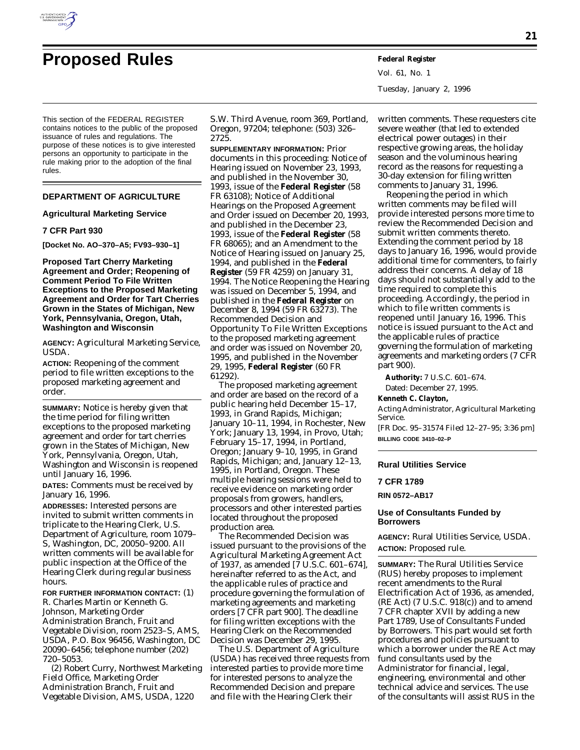# Proposed Rules

This section of the FEDERAL REGISTER contains notices to the public of the proposed issuance of rules and regulations. The purpose of these notices is to give interested persons an opportunity to participate in the rule making prior to the adoption of the final rules.

## DEPARTMENT OF AGRICULTURE

### Agricultural Marketing Service

### 7 CFR Part 930

**[Docket No. AO–370–A5; FV93–930–1]**

### Proposed Tart Cherry Marketing Agreement and Order; Reopening of Comment Period To File Written Exceptions to the Proposed Marketing Agreement and Order for Tart Cherries Grown in the States of Michigan, New York, Pennsylvania, Oregon, Utah, Washington and Wisconsin

**AGENCY:** Agricultural Marketing Service, USDA.

**ACTION:** Reopening of the comment period to file written exceptions to the proposed marketing agreement and order.

**SUMMARY:** Notice is hereby given that the time period for filing written exceptions to the proposed marketing agreement and order for tart cherries grown in the States of Michigan, New York, Pennsylvania, Oregon, Utah, Washington and Wisconsin is reopened until January 16, 1996.

**DATES:** Comments must be received by January 16, 1996.

**ADDRESSES:** Interested persons are invited to submit written comments in triplicate to the Hearing Clerk, U.S. Department of Agriculture, room 1079–S, Washington, DC, 20050–9200. All written comments will be available for public inspection at the Office of the Hearing Clerk during regular business hours.

**FOR FURTHER INFORMATION CONTACT:** (1) R. Charles Martin or Kenneth G. Johnson, Marketing Order Administration Branch, Fruit and Vegetable Division, room 2523–S, AMS, USDA, P.O. Box 96456, Washington, DC 20090–6456; telephone number (202) 720–5053.

(2) Robert Curry, Northwest Marketing Field Office, Marketing Order Administration Branch, Fruit and Vegetable Division, AMS, USDA, 1220 S.W. Third Avenue, room 369, Portland, Oregon, 97204; telephone: (503) 326–2725.

**SUPPLEMENTARY INFORMATION:** Prior documents in this proceeding: Notice of Hearing issued on November 23, 1993, and published in the November 30, 1993, issue of the **Federal Register** (58 FR 63108); Notice of Additional Hearings on the Proposed Agreement and Order issued on December 20, 1993, and published in the December 23, 1993, issue of the **Federal Register** (58 FR 68065); and an Amendment to the Notice of Hearing issued on January 25, 1994, and published in the **Federal Register** (59 FR 4259) on January 31, 1994. The Notice Reopening the Hearing was issued on December 5, 1994, and published in the **Federal Register** on December 8, 1994 (59 FR 63273). The Recommended Decision and Opportunity To File Written Exceptions to the proposed marketing agreement and order was issued on November 20, 1995, and published in the November 29, 1995, **Federal Register** (60 FR 61292).

The proposed marketing agreement and order are based on the record of a public hearing held December 15–17, 1993, in Grand Rapids, Michigan; January 10–11, 1994, in Rochester, New York; January 13, 1994, in Provo, Utah; February 15–17, 1994, in Portland, Oregon; January 9–10, 1995, in Grand Rapids, Michigan; and, January 12–13, 1995, in Portland, Oregon. These multiple hearing sessions were held to receive evidence on marketing order proposals from growers, handlers, processors and other interested parties located throughout the proposed production area.

The Recommended Decision was issued pursuant to the provisions of the Agricultural Marketing Agreement Act of 1937, as amended [7 U.S.C. 601–674], hereinafter referred to as the Act, and the applicable rules of practice and procedure governing the formulation of marketing agreements and marketing orders [7 CFR part 900]. The deadline for filing written exceptions with the Hearing Clerk on the Recommended Decision was December 29, 1995.

The U.S. Department of Agriculture (USDA) has received three requests from interested parties to provide more time for interested persons to analyze the Recommended Decision and prepare and file with the Hearing Clerk their written comments. These requesters cite severe weather (that led to extended electrical power outages) in their respective growing areas, the holiday season and the voluminous hearing record as the reasons for requesting a 30-day extension for filing written comments to January 31, 1996.

Reopening the period in which written comments may be filed will provide interested persons more time to review the Recommended Decision and submit written comments thereto. Extending the comment period by 18 days to January 16, 1996, would provide additional time for commenters, to fairly address their concerns. A delay of 18 days should not substantially add to the time required to complete this proceeding. Accordingly, the period in which to file written comments is reopened until January 16, 1996. This notice is issued pursuant to the Act and the applicable rules of practice governing the formulation of marketing agreements and marketing orders (7 CFR part 900).

**Authority:** 7 U.S.C. 601–674.

Dated: December 27, 1995.

**Kenneth C. Clayton,**

*Acting Administrator, Agricultural Marketing Service.*

[FR Doc. 95–31574 Filed 12–27–95; 3:36 pm]

**BILLING CODE 3410–02–P**

---

### Rural Utilities Service

### 7 CFR 1789

**RIN 0572–AB17**

### Use of Consultants Funded by Borrowers

**AGENCY:** Rural Utilities Service, USDA.

**ACTION:** Proposed rule.

**SUMMARY:** The Rural Utilities Service (RUS) hereby proposes to implement recent amendments to the Rural Electrification Act of 1936, as amended, (RE Act) (7 U.S.C. 918(c)) and to amend 7 CFR chapter XVII by adding a new Part 1789, Use of Consultants Funded by Borrowers. This part would set forth procedures and policies pursuant to which a borrower under the RE Act may fund consultants used by the Administrator for financial, legal, engineering, environmental and other technical advice and services. The use of the consultants will assist RUS in the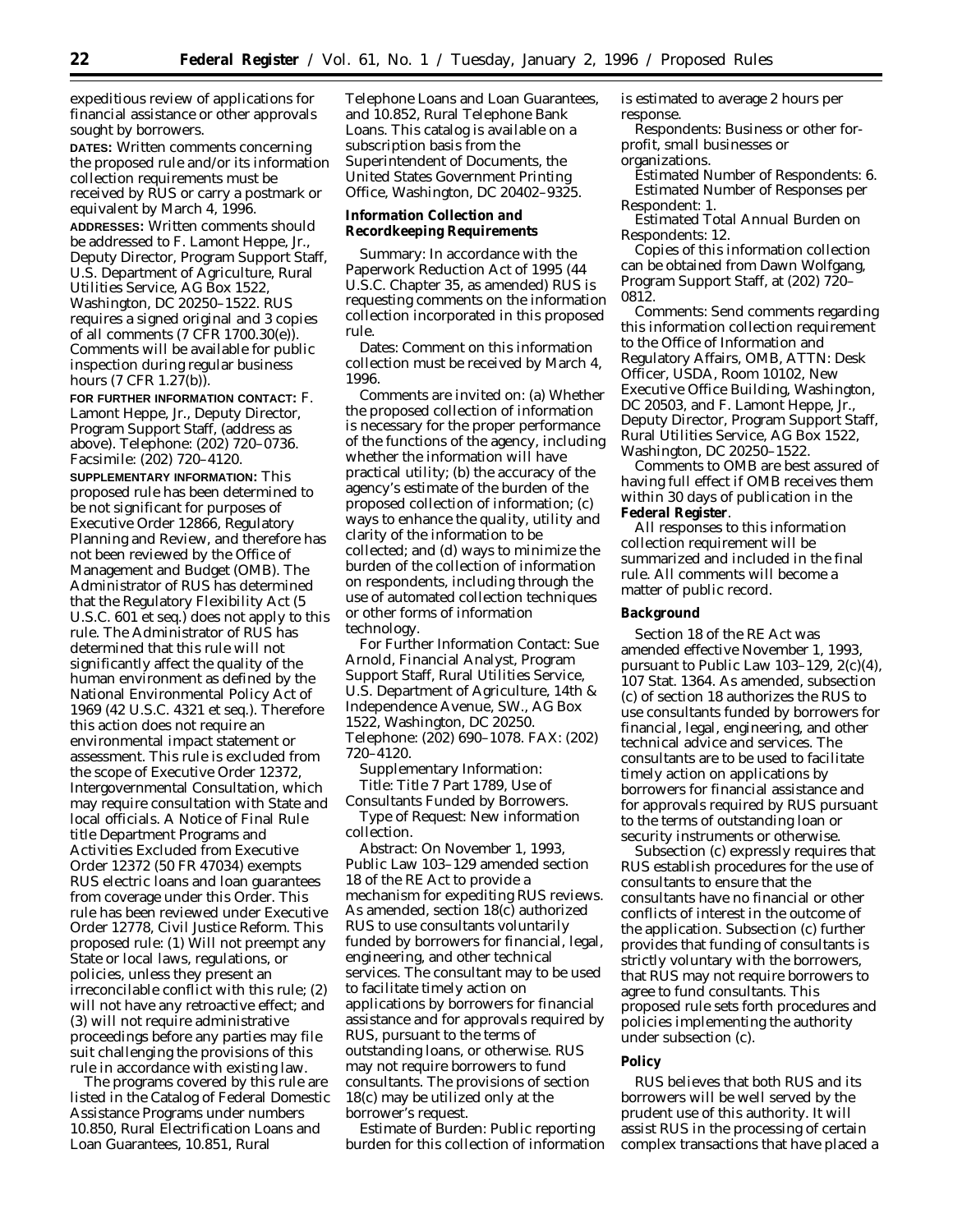expeditious review of applications for financial assistance or other approvals sought by borrowers.

**DATES:** Written comments concerning the proposed rule and/or its information collection requirements must be received by RUS or carry a postmark or equivalent by March 4, 1996.

**ADDRESSES:** Written comments should be addressed to F. Lamont Heppe, Jr., Deputy Director, Program Support Staff, U.S. Department of Agriculture, Rural Utilities Service, AG Box 1522, Washington, DC 20250–1522. RUS requires a signed original and 3 copies of all comments (7 CFR 1700.30(e)). Comments will be available for public inspection during regular business hours (7 CFR 1.27(b)).

**FOR FURTHER INFORMATION CONTACT:** F. Lamont Heppe, Jr., Deputy Director, Program Support Staff, (address as above). Telephone: (202) 720–0736. Facsimile: (202) 720–4120.

**SUPPLEMENTARY INFORMATION:** This proposed rule has been determined to be not significant for purposes of Executive Order 12866, Regulatory Planning and Review, and therefore has not been reviewed by the Office of Management and Budget (OMB). The Administrator of RUS has determined that the Regulatory Flexibility Act (5 U.S.C. 601 et seq.) does not apply to this rule. The Administrator of RUS has determined that this rule will not significantly affect the quality of the human environment as defined by the National Environmental Policy Act of 1969 (42 U.S.C. 4321 et seq.). Therefore this action does not require an environmental impact statement or assessment. This rule is excluded from the scope of Executive Order 12372, Intergovernmental Consultation, which may require consultation with State and local officials. A Notice of Final Rule title Department Programs and Activities Excluded from Executive Order 12372 (50 FR 47034) exempts RUS electric loans and loan guarantees from coverage under this Order. This rule has been reviewed under Executive Order 12778, Civil Justice Reform. This proposed rule: (1) Will not preempt any State or local laws, regulations, or policies, unless they present an irreconcilable conflict with this rule; (2) will not have any retroactive effect; and (3) will not require administrative proceedings before any parties may file suit challenging the provisions of this rule in accordance with existing law.

The programs covered by this rule are listed in the Catalog of Federal Domestic Assistance Programs under numbers 10.850, Rural Electrification Loans and Loan Guarantees, 10.851, Rural Telephone Loans and Loan Guarantees, and 10.852, Rural Telephone Bank Loans. This catalog is available on a subscription basis from the Superintendent of Documents, the United States Government Printing Office, Washington, DC 20402–9325.

## Information Collection and Recordkeeping Requirements

Summary: In accordance with the Paperwork Reduction Act of 1995 (44 U.S.C. Chapter 35, as amended) RUS is requesting comments on the information collection incorporated in this proposed rule.

Dates: Comment on this information collection must be received by March 4, 1996.

Comments are invited on: (a) Whether the proposed collection of information is necessary for the proper performance of the functions of the agency, including whether the information will have practical utility; (b) the accuracy of the agency's estimate of the burden of the proposed collection of information; (c) ways to enhance the quality, utility and clarity of the information to be collected; and (d) ways to minimize the burden of the collection of information on respondents, including through the use of automated collection techniques or other forms of information technology.

For Further Information Contact: Sue Arnold, Financial Analyst, Program Support Staff, Rural Utilities Service, U.S. Department of Agriculture, 14th & Independence Avenue, SW., AG Box 1522, Washington, DC 20250. Telephone: (202) 690–1078. FAX: (202) 720–4120.

Supplementary Information:

Title: Title 7 Part 1789, Use of Consultants Funded by Borrowers.

Type of Request: New information collection.

Abstract: On November 1, 1993, Public Law 103–129 amended section 18 of the RE Act to provide a mechanism for expediting RUS reviews. As amended, section 18(c) authorized RUS to use consultants voluntarily funded by borrowers for financial, legal, engineering, and other technical services. The consultant may to be used to facilitate timely action on applications by borrowers for financial assistance and for approvals required by RUS, pursuant to the terms of outstanding loans, or otherwise. RUS may not require borrowers to fund consultants. The provisions of section 18(c) may be utilized only at the borrower's request.

Estimate of Burden: Public reporting burden for this collection of information is estimated to average 2 hours per response.

Respondents: Business or other for-profit, small businesses or organizations.

Estimated Number of Respondents: 6.

Estimated Number of Responses per Respondent: 1.

Estimated Total Annual Burden on Respondents: 12.

Copies of this information collection can be obtained from Dawn Wolfgang, Program Support Staff, at (202) 720–0812.

Comments: Send comments regarding this information collection requirement to the Office of Information and Regulatory Affairs, OMB, ATTN: Desk Officer, USDA, Room 10102, New Executive Office Building, Washington, DC 20503, and F. Lamont Heppe, Jr., Deputy Director, Program Support Staff, Rural Utilities Service, AG Box 1522, Washington, DC 20250–1522.

Comments to OMB are best assured of having full effect if OMB receives them within 30 days of publication in the **Federal Register**.

All responses to this information collection requirement will be summarized and included in the final rule. All comments will become a matter of public record.

## Background

Section 18 of the RE Act was amended effective November 1, 1993, pursuant to Public Law 103–129, 2(c)(4), 107 Stat. 1364. As amended, subsection (c) of section 18 authorizes the RUS to use consultants funded by borrowers for financial, legal, engineering, and other technical advice and services. The consultants are to be used to facilitate timely action on applications by borrowers for financial assistance and for approvals required by RUS pursuant to the terms of outstanding loan or security instruments or otherwise.

Subsection (c) expressly requires that RUS establish procedures for the use of consultants to ensure that the consultants have no financial or other conflicts of interest in the outcome of the application. Subsection (c) further provides that funding of consultants is strictly voluntary with the borrowers, that RUS may not require borrowers to agree to fund consultants. This proposed rule sets forth procedures and policies implementing the authority under subsection (c).

## Policy

RUS believes that both RUS and its borrowers will be well served by the prudent use of this authority. It will assist RUS in the processing of certain complex transactions that have placed a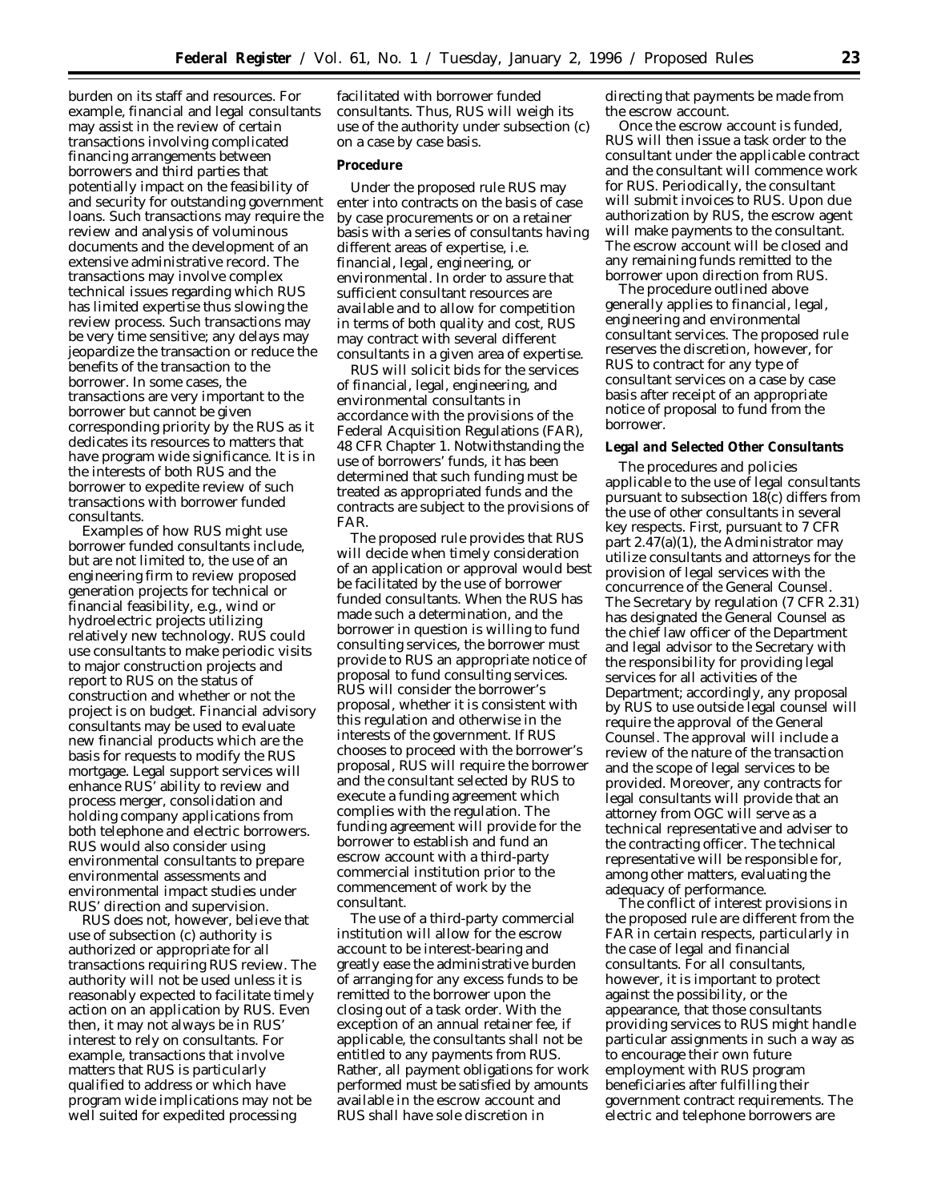burden on its staff and resources. For example, financial and legal consultants may assist in the review of certain transactions involving complicated financing arrangements between borrowers and third parties that potentially impact on the feasibility of and security for outstanding government loans. Such transactions may require the review and analysis of voluminous documents and the development of an extensive administrative record. The transactions may involve complex technical issues regarding which RUS has limited expertise thus slowing the review process. Such transactions may be very time sensitive; any delays may jeopardize the transaction or reduce the benefits of the transaction to the borrower. In some cases, the transactions are very important to the borrower but cannot be given corresponding priority by the RUS as it dedicates its resources to matters that have program wide significance. It is in the interests of both RUS and the borrower to expedite review of such transactions with borrower funded consultants.

Examples of how RUS might use borrower funded consultants include, but are not limited to, the use of an engineering firm to review proposed generation projects for technical or financial feasibility, e.g., wind or hydroelectric projects utilizing relatively new technology. RUS could use consultants to make periodic visits to major construction projects and report to RUS on the status of construction and whether or not the project is on budget. Financial advisory consultants may be used to evaluate new financial products which are the basis for requests to modify the RUS mortgage. Legal support services will enhance RUS' ability to review and process merger, consolidation and holding company applications from both telephone and electric borrowers. RUS would also consider using environmental consultants to prepare environmental assessments and environmental impact studies under RUS' direction and supervision.

RUS does not, however, believe that use of subsection (c) authority is authorized or appropriate for all transactions requiring RUS review. The authority will not be used unless it is reasonably expected to facilitate timely action on an application by RUS. Even then, it may not always be in RUS' interest to rely on consultants. For example, transactions that involve matters that RUS is particularly qualified to address or which have program wide implications may not be well suited for expedited processing facilitated with borrower funded consultants. Thus, RUS will weigh its use of the authority under subsection (c) on a case by case basis.

**Procedure**

Under the proposed rule RUS may enter into contracts on the basis of case by case procurements or on a retainer basis with a series of consultants having different areas of expertise, i.e. financial, legal, engineering, or environmental. In order to assure that sufficient consultant resources are available and to allow for competition in terms of both quality and cost, RUS may contract with several different consultants in a given area of expertise.

RUS will solicit bids for the services of financial, legal, engineering, and environmental consultants in accordance with the provisions of the Federal Acquisition Regulations (FAR), 48 CFR Chapter 1. Notwithstanding the use of borrowers' funds, it has been determined that such funding must be treated as appropriated funds and the contracts are subject to the provisions of FAR.

The proposed rule provides that RUS will decide when timely consideration of an application or approval would best be facilitated by the use of borrower funded consultants. When the RUS has made such a determination, and the borrower in question is willing to fund consulting services, the borrower must provide to RUS an appropriate notice of proposal to fund consulting services. RUS will consider the borrower's proposal, whether it is consistent with this regulation and otherwise in the interests of the government. If RUS chooses to proceed with the borrower's proposal, RUS will require the borrower and the consultant selected by RUS to execute a funding agreement which complies with the regulation. The funding agreement will provide for the borrower to establish and fund an escrow account with a third-party commercial institution prior to the commencement of work by the consultant.

The use of a third-party commercial institution will allow for the escrow account to be interest-bearing and greatly ease the administrative burden of arranging for any excess funds to be remitted to the borrower upon the closing out of a task order. With the exception of an annual retainer fee, if applicable, the consultants shall not be entitled to any payments from RUS. Rather, all payment obligations for work performed must be satisfied by amounts available in the escrow account and RUS shall have sole discretion in directing that payments be made from the escrow account.

Once the escrow account is funded, RUS will then issue a task order to the consultant under the applicable contract and the consultant will commence work for RUS. Periodically, the consultant will submit invoices to RUS. Upon due authorization by RUS, the escrow agent will make payments to the consultant. The escrow account will be closed and any remaining funds remitted to the borrower upon direction from RUS.

The procedure outlined above generally applies to financial, legal, engineering and environmental consultant services. The proposed rule reserves the discretion, however, for RUS to contract for any type of consultant services on a case by case basis after receipt of an appropriate notice of proposal to fund from the borrower.

***Legal and Selected Other Consultants***

The procedures and policies applicable to the use of legal consultants pursuant to subsection 18(c) differs from the use of other consultants in several key respects. First, pursuant to 7 CFR part 2.47(a)(1), the Administrator may utilize consultants and attorneys for the provision of legal services with the concurrence of the General Counsel. The Secretary by regulation (7 CFR 2.31) has designated the General Counsel as the chief law officer of the Department and legal advisor to the Secretary with the responsibility for providing legal services for all activities of the Department; accordingly, any proposal by RUS to use outside legal counsel will require the approval of the General Counsel. The approval will include a review of the nature of the transaction and the scope of legal services to be provided. Moreover, any contracts for legal consultants will provide that an attorney from OGC will serve as a technical representative and adviser to the contracting officer. The technical representative will be responsible for, among other matters, evaluating the adequacy of performance.

The conflict of interest provisions in the proposed rule are different from the FAR in certain respects, particularly in the case of legal and financial consultants. For all consultants, however, it is important to protect against the possibility, or the appearance, that those consultants providing services to RUS might handle particular assignments in such a way as to encourage their own future employment with RUS program beneficiaries after fulfilling their government contract requirements. The electric and telephone borrowers are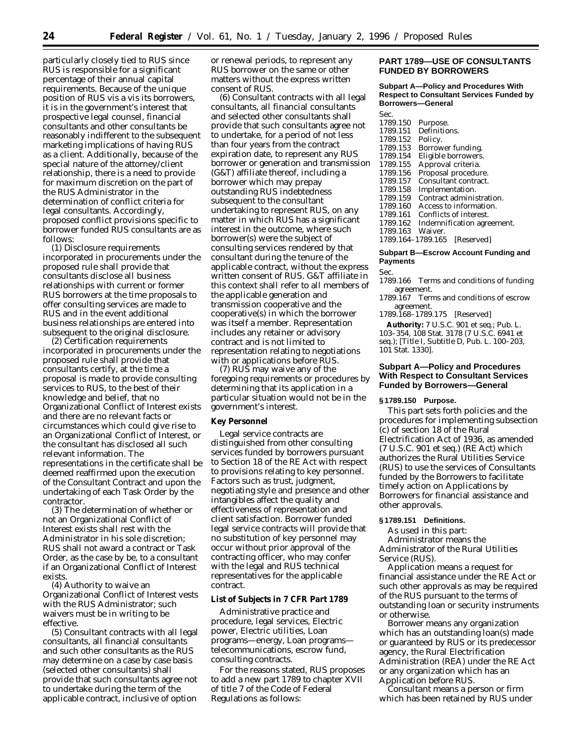particularly closely tied to RUS since RUS is responsible for a significant percentage of their annual capital requirements. Because of the unique position of RUS vis a vis its borrowers, it is in the government's interest that prospective legal counsel, financial consultants and other consultants be reasonably indifferent to the subsequent marketing implications of having RUS as a client. Additionally, because of the special nature of the attorney/client relationship, there is a need to provide for maximum discretion on the part of the RUS Administrator in the determination of conflict criteria for legal consultants. Accordingly, proposed conflict provisions specific to borrower funded RUS consultants are as follows:

(1) Disclosure requirements incorporated in procurements under the proposed rule shall provide that consultants disclose all business relationships with current or former RUS borrowers at the time proposals to offer consulting services are made to RUS and in the event additional business relationships are entered into subsequent to the original disclosure.

(2) Certification requirements incorporated in procurements under the proposed rule shall provide that consultants certify, at the time a proposal is made to provide consulting services to RUS, to the best of their knowledge and belief, that no Organizational Conflict of Interest exists and there are no relevant facts or circumstances which could give rise to an Organizational Conflict of Interest, or the consultant has disclosed all such relevant information. The representations in the certificate shall be deemed reaffirmed upon the execution of the Consultant Contract and upon the undertaking of each Task Order by the contractor.

(3) The determination of whether or not an Organizational Conflict of Interest exists shall rest with the Administrator in his sole discretion; RUS shall not award a contract or Task Order, as the case by be, to a consultant if an Organizational Conflict of Interest exists.

(4) Authority to waive an Organizational Conflict of Interest vests with the RUS Administrator; such waivers must be in writing to be effective.

(5) Consultant contracts with all legal consultants, all financial consultants and such other consultants as the RUS may determine on a case by case basis (selected other consultants) shall provide that such consultants agree not to undertake during the term of the applicable contract, inclusive of option or renewal periods, to represent any RUS borrower on the same or other matters without the express written consent of RUS.

(6) Consultant contracts with all legal consultants, all financial consultants and selected other consultants shall provide that such consultants agree not to undertake, for a period of not less than four years from the contract expiration date, to represent any RUS borrower or generation and transmission (G&T) affiliate thereof, including a borrower which may prepay outstanding RUS indebtedness subsequent to the consultant undertaking to represent RUS, on any matter in which RUS has a significant interest in the outcome, where such borrower(s) were the subject of consulting services rendered by that consultant during the tenure of the applicable contract, without the express written consent of RUS. G&T affiliate in this context shall refer to all members of the applicable generation and transmission cooperative and the cooperative(s) in which the borrower was itself a member. Representation includes any retainer or advisory contract and is not limited to representation relating to negotiations with or applications before RUS.

(7) RUS may waive any of the foregoing requirements or procedures by determining that its application in a particular situation would not be in the government's interest.

**Key Personnel**

Legal service contracts are distinguished from other consulting services funded by borrowers pursuant to Section 18 of the RE Act with respect to provisions relating to key personnel. Factors such as trust, judgment, negotiating style and presence and other intangibles affect the quality and effectiveness of representation and client satisfaction. Borrower funded legal service contracts will provide that no substitution of key personnel may occur without prior approval of the contracting officer, who may confer with the legal and RUS technical representatives for the applicable contract.

**List of Subjects in 7 CFR Part 1789**

Administrative practice and procedure, legal services, Electric power, Electric utilities, Loan programs—energy, Loan programs—telecommunications, escrow fund, consulting contracts.

For the reasons stated, RUS proposes to add a new part 1789 to chapter XVII of title 7 of the Code of Federal Regulations as follows:

## PART 1789—USE OF CONSULTANTS FUNDED BY BORROWERS

**Subpart A—Policy and Procedures With Respect to Consultant Services Funded by Borrowers—General**

Sec.
1789.150 Purpose.
1789.151 Definitions.
1789.152 Policy.
1789.153 Borrower funding.
1789.154 Eligible borrowers.
1789.155 Approval criteria.
1789.156 Proposal procedure.
1789.157 Consultant contract.
1789.158 Implementation.
1789.159 Contract administration.
1789.160 Access to information.
1789.161 Conflicts of interest.
1789.162 Indemnification agreement.
1789.163 Waiver.
1789.164–1789.165 [Reserved]

**Subpart B—Escrow Account Funding and Payments**

Sec.
1789.166 Terms and conditions of funding agreement.
1789.167 Terms and conditions of escrow agreement.
1789.168–1789.175 [Reserved]

**Authority:** 7 U.S.C. 901 et seq.; Pub. L. 103–354, 108 Stat. 3178 (7 U.S.C. 6941 et seq.); [Title I, Subtitle D, Pub. L. 100–203, 101 Stat. 1330].

### Subpart A—Policy and Procedures With Respect to Consultant Services Funded by Borrowers—General

**§ 1789.150 Purpose.**

This part sets forth policies and the procedures for implementing subsection (c) of section 18 of the Rural Electrification Act of 1936, as amended (7 U.S.C. 901 et seq.) (RE Act) which authorizes the Rural Utilities Service (RUS) to use the services of Consultants funded by the Borrowers to facilitate timely action on Applications by Borrowers for financial assistance and other approvals.

**§ 1789.151 Definitions.**

As used in this part:

*Administrator* means the Administrator of the Rural Utilities Service (RUS).

*Application* means a request for financial assistance under the RE Act or such other approvals as may be required of the RUS pursuant to the terms of outstanding loan or security instruments or otherwise.

*Borrower* means any organization which has an outstanding loan(s) made or guaranteed by RUS or its predecessor agency, the Rural Electrification Administration (REA) under the RE Act or any organization which has an Application before RUS.

*Consultant* means a person or firm which has been retained by RUS under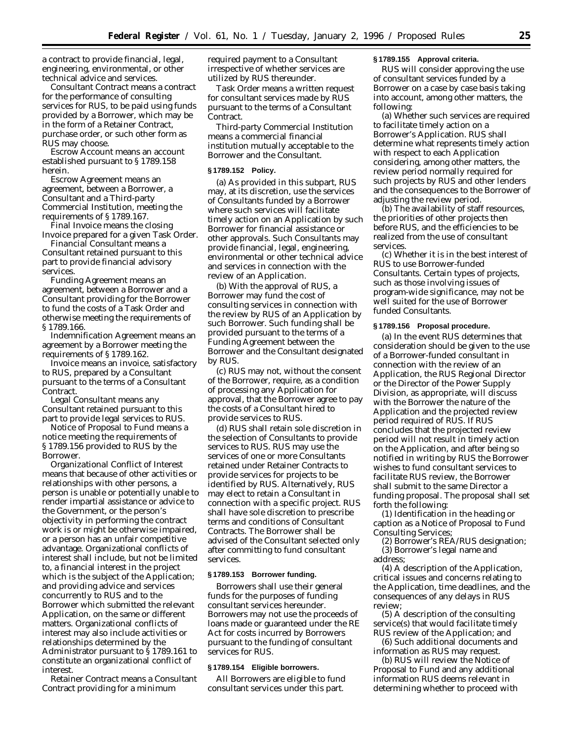a contract to provide financial, legal, engineering, environmental, or other technical advice and services.

*Consultant Contract* means a contract for the performance of consulting services for RUS, to be paid using funds provided by a Borrower, which may be in the form of a Retainer Contract, purchase order, or such other form as RUS may choose.

*Escrow Account* means an account established pursuant to § 1789.158 herein.

*Escrow Agreement* means an agreement, between a Borrower, a Consultant and a Third-party Commercial Institution, meeting the requirements of § 1789.167.

*Final Invoice* means the closing Invoice prepared for a given Task Order.

*Financial Consultant* means a Consultant retained pursuant to this part to provide financial advisory services.

*Funding Agreement* means an agreement, between a Borrower and a Consultant providing for the Borrower to fund the costs of a Task Order and otherwise meeting the requirements of § 1789.166.

*Indemnification Agreement* means an agreement by a Borrower meeting the requirements of § 1789.162.

*Invoice* means an invoice, satisfactory to RUS, prepared by a Consultant pursuant to the terms of a Consultant Contract.

*Legal Consultant* means any Consultant retained pursuant to this part to provide legal services to RUS.

*Notice of Proposal to Fund* means a notice meeting the requirements of § 1789.156 provided to RUS by the Borrower.

*Organizational Conflict of Interest* means that because of other activities or relationships with other persons, a person is unable or potentially unable to render impartial assistance or advice to the Government, or the person's objectivity in performing the contract work is or might be otherwise impaired, or a person has an unfair competitive advantage. Organizational conflicts of interest shall include, but not be limited to, a financial interest in the project which is the subject of the Application; and providing advice and services concurrently to RUS and to the Borrower which submitted the relevant Application, on the same or different matters. Organizational conflicts of interest may also include activities or relationships determined by the Administrator pursuant to § 1789.161 to constitute an organizational conflict of interest.

*Retainer Contract* means a Consultant Contract providing for a minimum required payment to a Consultant irrespective of whether services are utilized by RUS thereunder.

*Task Order* means a written request for consultant services made by RUS pursuant to the terms of a Consultant Contract.

*Third-party Commercial Institution* means a commercial financial institution mutually acceptable to the Borrower and the Consultant.

**§ 1789.152 Policy.**

(a) As provided in this subpart, RUS may, at its discretion, use the services of Consultants funded by a Borrower where such services will facilitate timely action on an Application by such Borrower for financial assistance or other approvals. Such Consultants may provide financial, legal, engineering, environmental or other technical advice and services in connection with the review of an Application.

(b) With the approval of RUS, a Borrower may fund the cost of consulting services in connection with the review by RUS of an Application by such Borrower. Such funding shall be provided pursuant to the terms of a Funding Agreement between the Borrower and the Consultant designated by RUS.

(c) RUS may not, without the consent of the Borrower, require, as a condition of processing any Application for approval, that the Borrower agree to pay the costs of a Consultant hired to provide services to RUS.

(d) RUS shall retain sole discretion in the selection of Consultants to provide services to RUS. RUS may use the services of one or more Consultants retained under Retainer Contracts to provide services for projects to be identified by RUS. Alternatively, RUS may elect to retain a Consultant in connection with a specific project. RUS shall have sole discretion to prescribe terms and conditions of Consultant Contracts. The Borrower shall be advised of the Consultant selected only after committing to fund consultant services.

**§ 1789.153 Borrower funding.**

Borrowers shall use their general funds for the purposes of funding consultant services hereunder. Borrowers may not use the proceeds of loans made or guaranteed under the RE Act for costs incurred by Borrowers pursuant to the funding of consultant services for RUS.

**§ 1789.154 Eligible borrowers.**

All Borrowers are eligible to fund consultant services under this part.

**§ 1789.155 Approval criteria.**

RUS will consider approving the use of consultant services funded by a Borrower on a case by case basis taking into account, among other matters, the following:

(a) Whether such services are required to facilitate timely action on a Borrower's Application. RUS shall determine what represents timely action with respect to each Application considering, among other matters, the review period normally required for such projects by RUS and other lenders and the consequences to the Borrower of adjusting the review period.

(b) The availability of staff resources, the priorities of other projects then before RUS, and the efficiencies to be realized from the use of consultant services.

(c) Whether it is in the best interest of RUS to use Borrower-funded Consultants. Certain types of projects, such as those involving issues of program-wide significance, may not be well suited for the use of Borrower funded Consultants.

**§ 1789.156 Proposal procedure.**

(a) In the event RUS determines that consideration should be given to the use of a Borrower-funded consultant in connection with the review of an Application, the RUS Regional Director or the Director of the Power Supply Division, as appropriate, will discuss with the Borrower the nature of the Application and the projected review period required of RUS. If RUS concludes that the projected review period will not result in timely action on the Application, and after being so notified in writing by RUS the Borrower wishes to fund consultant services to facilitate RUS review, the Borrower shall submit to the same Director a funding proposal. The proposal shall set forth the following:

(1) Identification in the heading or caption as a Notice of Proposal to Fund Consulting Services;

(2) Borrower's REA/RUS designation;

(3) Borrower's legal name and address;

(4) A description of the Application, critical issues and concerns relating to the Application, time deadlines, and the consequences of any delays in RUS review;

(5) A description of the consulting service(s) that would facilitate timely RUS review of the Application; and

(6) Such additional documents and information as RUS may request.

(b) RUS will review the Notice of Proposal to Fund and any additional information RUS deems relevant in determining whether to proceed with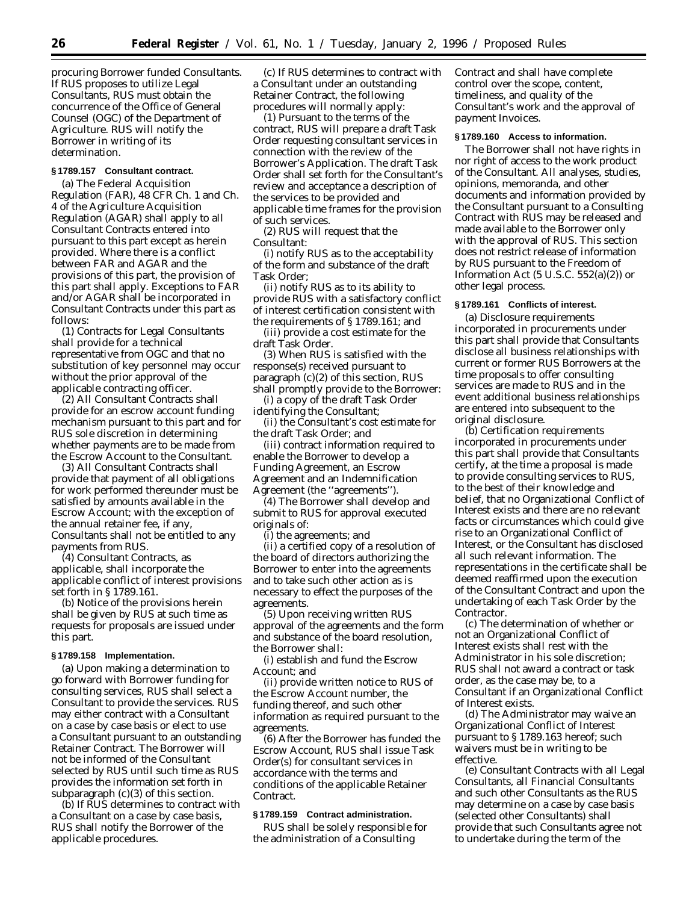procuring Borrower funded Consultants. If RUS proposes to utilize Legal Consultants, RUS must obtain the concurrence of the Office of General Counsel (OGC) of the Department of Agriculture. RUS will notify the Borrower in writing of its determination.

**§ 1789.157 Consultant contract.**

(a) The Federal Acquisition Regulation (FAR), 48 CFR Ch. 1 and Ch. 4 of the Agriculture Acquisition Regulation (AGAR) shall apply to all Consultant Contracts entered into pursuant to this part except as herein provided. Where there is a conflict between FAR and AGAR and the provisions of this part, the provision of this part shall apply. Exceptions to FAR and/or AGAR shall be incorporated in Consultant Contracts under this part as follows:

(1) Contracts for Legal Consultants shall provide for a technical representative from OGC and that no substitution of key personnel may occur without the prior approval of the applicable contracting officer.

(2) All Consultant Contracts shall provide for an escrow account funding mechanism pursuant to this part and for RUS sole discretion in determining whether payments are to be made from the Escrow Account to the Consultant.

(3) All Consultant Contracts shall provide that payment of all obligations for work performed thereunder must be satisfied by amounts available in the Escrow Account; with the exception of the annual retainer fee, if any, Consultants shall not be entitled to any payments from RUS.

(4) Consultant Contracts, as applicable, shall incorporate the applicable conflict of interest provisions set forth in § 1789.161.

(b) Notice of the provisions herein shall be given by RUS at such time as requests for proposals are issued under this part.

**§ 1789.158 Implementation.**

(a) Upon making a determination to go forward with Borrower funding for consulting services, RUS shall select a Consultant to provide the services. RUS may either contract with a Consultant on a case by case basis or elect to use a Consultant pursuant to an outstanding Retainer Contract. The Borrower will not be informed of the Consultant selected by RUS until such time as RUS provides the information set forth in subparagraph (c)(3) of this section.

(b) If RUS determines to contract with a Consultant on a case by case basis, RUS shall notify the Borrower of the applicable procedures.

(c) If RUS determines to contract with a Consultant under an outstanding Retainer Contract, the following procedures will normally apply:

(1) Pursuant to the terms of the contract, RUS will prepare a draft Task Order requesting consultant services in connection with the review of the Borrower's Application. The draft Task Order shall set forth for the Consultant's review and acceptance a description of the services to be provided and applicable time frames for the provision of such services.

(2) RUS will request that the Consultant:

(i) notify RUS as to the acceptability of the form and substance of the draft Task Order;

(ii) notify RUS as to its ability to provide RUS with a satisfactory conflict of interest certification consistent with the requirements of § 1789.161; and

(iii) provide a cost estimate for the draft Task Order.

(3) When RUS is satisfied with the response(s) received pursuant to paragraph (c)(2) of this section, RUS shall promptly provide to the Borrower:

(i) a copy of the draft Task Order identifying the Consultant;

(ii) the Consultant's cost estimate for the draft Task Order; and

(iii) contract information required to enable the Borrower to develop a Funding Agreement, an Escrow Agreement and an Indemnification Agreement (the ''agreements'').

(4) The Borrower shall develop and submit to RUS for approval executed originals of:

(i) the agreements; and

(ii) a certified copy of a resolution of the board of directors authorizing the Borrower to enter into the agreements and to take such other action as is necessary to effect the purposes of the agreements.

(5) Upon receiving written RUS approval of the agreements and the form and substance of the board resolution, the Borrower shall:

(i) establish and fund the Escrow Account; and

(ii) provide written notice to RUS of the Escrow Account number, the funding thereof, and such other information as required pursuant to the agreements.

(6) After the Borrower has funded the Escrow Account, RUS shall issue Task Order(s) for consultant services in accordance with the terms and conditions of the applicable Retainer Contract.

**§ 1789.159 Contract administration.**

RUS shall be solely responsible for the administration of a Consulting Contract and shall have complete control over the scope, content, timeliness, and quality of the Consultant's work and the approval of payment Invoices.

**§ 1789.160 Access to information.**

The Borrower shall not have rights in nor right of access to the work product of the Consultant. All analyses, studies, opinions, memoranda, and other documents and information provided by the Consultant pursuant to a Consulting Contract with RUS may be released and made available to the Borrower only with the approval of RUS. This section does not restrict release of information by RUS pursuant to the Freedom of Information Act (5 U.S.C. 552(a)(2)) or other legal process.

**§ 1789.161 Conflicts of interest.**

(a) Disclosure requirements incorporated in procurements under this part shall provide that Consultants disclose all business relationships with current or former RUS Borrowers at the time proposals to offer consulting services are made to RUS and in the event additional business relationships are entered into subsequent to the original disclosure.

(b) Certification requirements incorporated in procurements under this part shall provide that Consultants certify, at the time a proposal is made to provide consulting services to RUS, to the best of their knowledge and belief, that no Organizational Conflict of Interest exists and there are no relevant facts or circumstances which could give rise to an Organizational Conflict of Interest, or the Consultant has disclosed all such relevant information. The representations in the certificate shall be deemed reaffirmed upon the execution of the Consultant Contract and upon the undertaking of each Task Order by the Contractor.

(c) The determination of whether or not an Organizational Conflict of Interest exists shall rest with the Administrator in his sole discretion; RUS shall not award a contract or task order, as the case may be, to a Consultant if an Organizational Conflict of Interest exists.

(d) The Administrator may waive an Organizational Conflict of Interest pursuant to § 1789.163 hereof; such waivers must be in writing to be effective.

(e) Consultant Contracts with all Legal Consultants, all Financial Consultants and such other Consultants as the RUS may determine on a case by case basis (selected other Consultants) shall provide that such Consultants agree not to undertake during the term of the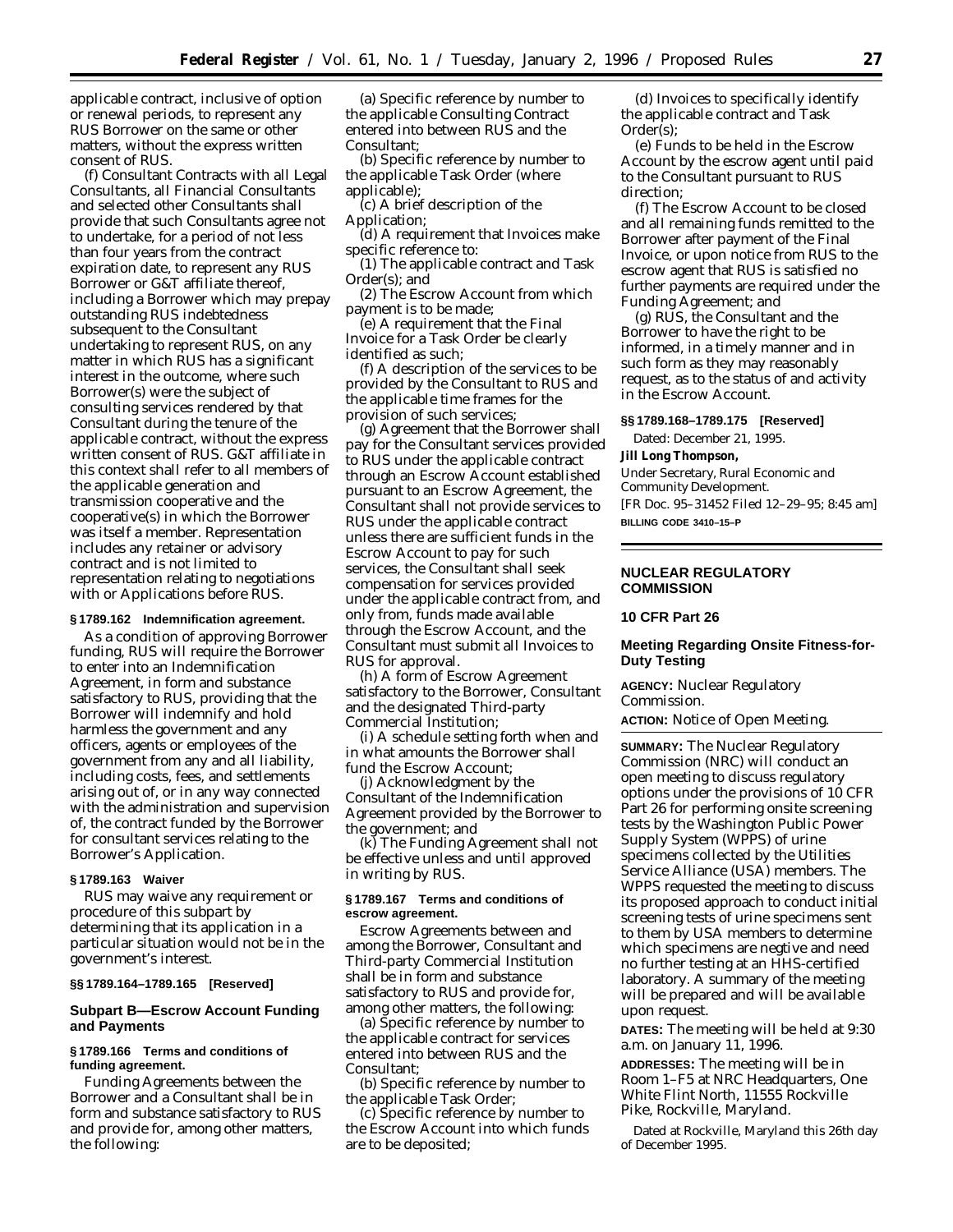applicable contract, inclusive of option or renewal periods, to represent any RUS Borrower on the same or other matters, without the express written consent of RUS.

(f) Consultant Contracts with all Legal Consultants, all Financial Consultants and selected other Consultants shall provide that such Consultants agree not to undertake, for a period of not less than four years from the contract expiration date, to represent any RUS Borrower or G&T affiliate thereof, including a Borrower which may prepay outstanding RUS indebtedness subsequent to the Consultant undertaking to represent RUS, on any matter in which RUS has a significant interest in the outcome, where such Borrower(s) were the subject of consulting services rendered by that Consultant during the tenure of the applicable contract, without the express written consent of RUS. G&T affiliate in this context shall refer to all members of the applicable generation and transmission cooperative and the cooperative(s) in which the Borrower was itself a member. Representation includes any retainer or advisory contract and is not limited to representation relating to negotiations with or Applications before RUS.

### § 1789.162 Indemnification agreement.

As a condition of approving Borrower funding, RUS will require the Borrower to enter into an Indemnification Agreement, in form and substance satisfactory to RUS, providing that the Borrower will indemnify and hold harmless the government and any officers, agents or employees of the government from any and all liability, including costs, fees, and settlements arising out of, or in any way connected with the administration and supervision of, the contract funded by the Borrower for consultant services relating to the Borrower's Application.

### § 1789.163 Waiver

RUS may waive any requirement or procedure of this subpart by determining that its application in a particular situation would not be in the government's interest.

### §§ 1789.164–1789.165 [Reserved]

## Subpart B—Escrow Account Funding and Payments

### § 1789.166 Terms and conditions of funding agreement.

Funding Agreements between the Borrower and a Consultant shall be in form and substance satisfactory to RUS and provide for, among other matters, the following:

(a) Specific reference by number to the applicable Consulting Contract entered into between RUS and the Consultant;

(b) Specific reference by number to the applicable Task Order (where applicable);

(c) A brief description of the Application;

(d) A requirement that Invoices make specific reference to:

(1) The applicable contract and Task Order(s); and

(2) The Escrow Account from which payment is to be made;

(e) A requirement that the Final Invoice for a Task Order be clearly identified as such;

(f) A description of the services to be provided by the Consultant to RUS and the applicable time frames for the provision of such services;

(g) Agreement that the Borrower shall pay for the Consultant services provided to RUS under the applicable contract through an Escrow Account established pursuant to an Escrow Agreement, the Consultant shall not provide services to RUS under the applicable contract unless there are sufficient funds in the Escrow Account to pay for such services, the Consultant shall seek compensation for services provided under the applicable contract from, and only from, funds made available through the Escrow Account, and the Consultant must submit all Invoices to RUS for approval.

(h) A form of Escrow Agreement satisfactory to the Borrower, Consultant and the designated Third-party Commercial Institution;

(i) A schedule setting forth when and in what amounts the Borrower shall fund the Escrow Account;

(j) Acknowledgment by the Consultant of the Indemnification Agreement provided by the Borrower to the government; and

(k) The Funding Agreement shall not be effective unless and until approved in writing by RUS.

### § 1789.167 Terms and conditions of escrow agreement.

Escrow Agreements between and among the Borrower, Consultant and Third-party Commercial Institution shall be in form and substance satisfactory to RUS and provide for, among other matters, the following:

(a) Specific reference by number to the applicable contract for services entered into between RUS and the Consultant;

(b) Specific reference by number to the applicable Task Order;

(c) Specific reference by number to the Escrow Account into which funds are to be deposited;

(d) Invoices to specifically identify the applicable contract and Task Order(s);

(e) Funds to be held in the Escrow Account by the escrow agent until paid to the Consultant pursuant to RUS direction;

(f) The Escrow Account to be closed and all remaining funds remitted to the Borrower after payment of the Final Invoice, or upon notice from RUS to the escrow agent that RUS is satisfied no further payments are required under the Funding Agreement; and

(g) RUS, the Consultant and the Borrower to have the right to be informed, in a timely manner and in such form as they may reasonably request, as to the status of and activity in the Escrow Account.

### §§ 1789.168–1789.175 [Reserved]

Dated: December 21, 1995.

**Jill Long Thompson,**

*Under Secretary, Rural Economic and Community Development.*

[FR Doc. 95–31452 Filed 12–29–95; 8:45 am]

BILLING CODE 3410–15–P

---

## NUCLEAR REGULATORY COMMISSION

### 10 CFR Part 26

### Meeting Regarding Onsite Fitness-for-Duty Testing

**AGENCY:** Nuclear Regulatory Commission.

**ACTION:** Notice of Open Meeting.

**SUMMARY:** The Nuclear Regulatory Commission (NRC) will conduct an open meeting to discuss regulatory options under the provisions of 10 CFR Part 26 for performing onsite screening tests by the Washington Public Power Supply System (WPPS) of urine specimens collected by the Utilities Service Alliance (USA) members. The WPPS requested the meeting to discuss its proposed approach to conduct initial screening tests of urine specimens sent to them by USA members to determine which specimens are negtive and need no further testing at an HHS-certified laboratory. A summary of the meeting will be prepared and will be available upon request.

**DATES:** The meeting will be held at 9:30 a.m. on January 11, 1996.

**ADDRESSES:** The meeting will be in Room 1–F5 at NRC Headquarters, One White Flint North, 11555 Rockville Pike, Rockville, Maryland.

Dated at Rockville, Maryland this 26th day of December 1995.